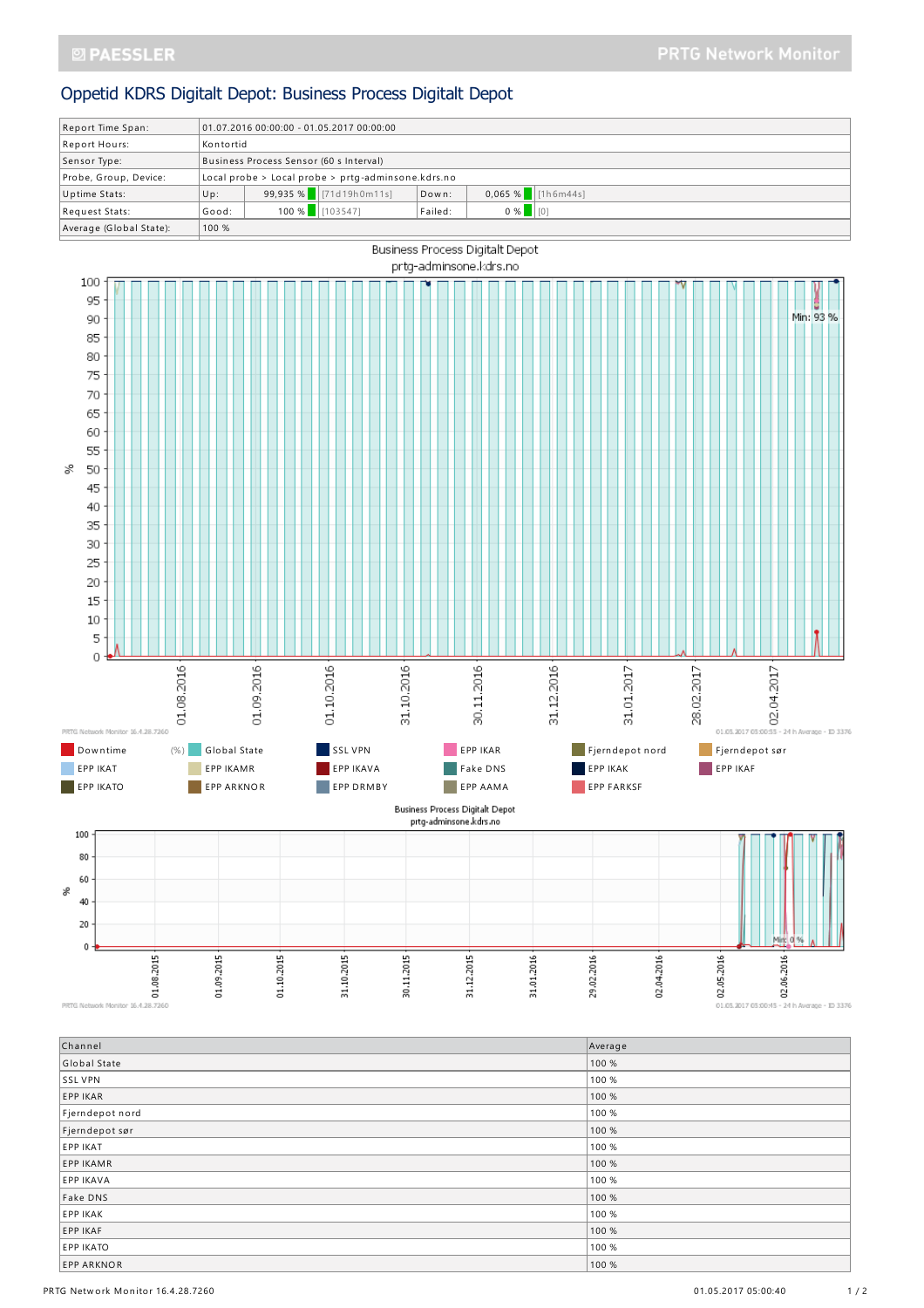# Oppetid KDRS Digitalt Depot: Business Process Digitalt Depot

| | | | | | | |
|---|---|---|---|---|---|---|
| Report Time Span: | 01.07.2016 00:00:00 - 01.05.2017 00:00:00 | | | | | |
| Report Hours: | Kontortid | | | | | |
| Sensor Type: | Business Process Sensor (60 s Interval) | | | | | |
| Probe, Group, Device: | Local probe > Local probe > prtg-adminsone.kdrs.no | | | | | |
| Uptime Stats: | Up: | 99,935 % | [71d19h0m11s] | Down: | 0,065 % | [1h6m44s] |
| Request Stats: | Good: | 100 % | [103547] | Failed: | 0 % | [0] |
| Average (Global State): | 100 % | | | | | |

Business Process Digitalt Depot
prtg-adminsone.kdrs.no

Min: 93 %

PRTG Network Monitor 16.4.28.7260 — 01.05.2017 05:00:55 - 24 h Average - ID 3376

Downtime (%) | Global State | SSL VPN | EPP IKAR | Fjerndepot nord | Fjerndepot sør | EPP IKAT | EPP IKAMR | EPP IKAVA | Fake DNS | EPP IKAK | EPP IKAF | EPP IKATO | EPP ARKNOR | EPP DRMBY | EPP AAMA | EPP FARKSF

Business Process Digitalt Depot
prtg-adminsone.kdrs.no

Min: 0 %

PRTG Network Monitor 16.4.28.7260 — 01.05.2017 05:00:45 - 24 h Average - ID 3376

| Channel | Average |
|---|---|
| Global State | 100 % |
| SSL VPN | 100 % |
| EPP IKAR | 100 % |
| Fjerndepot nord | 100 % |
| Fjerndepot sør | 100 % |
| EPP IKAT | 100 % |
| EPP IKAMR | 100 % |
| EPP IKAVA | 100 % |
| Fake DNS | 100 % |
| EPP IKAK | 100 % |
| EPP IKAF | 100 % |
| EPP IKATO | 100 % |
| EPP ARKNOR | 100 % |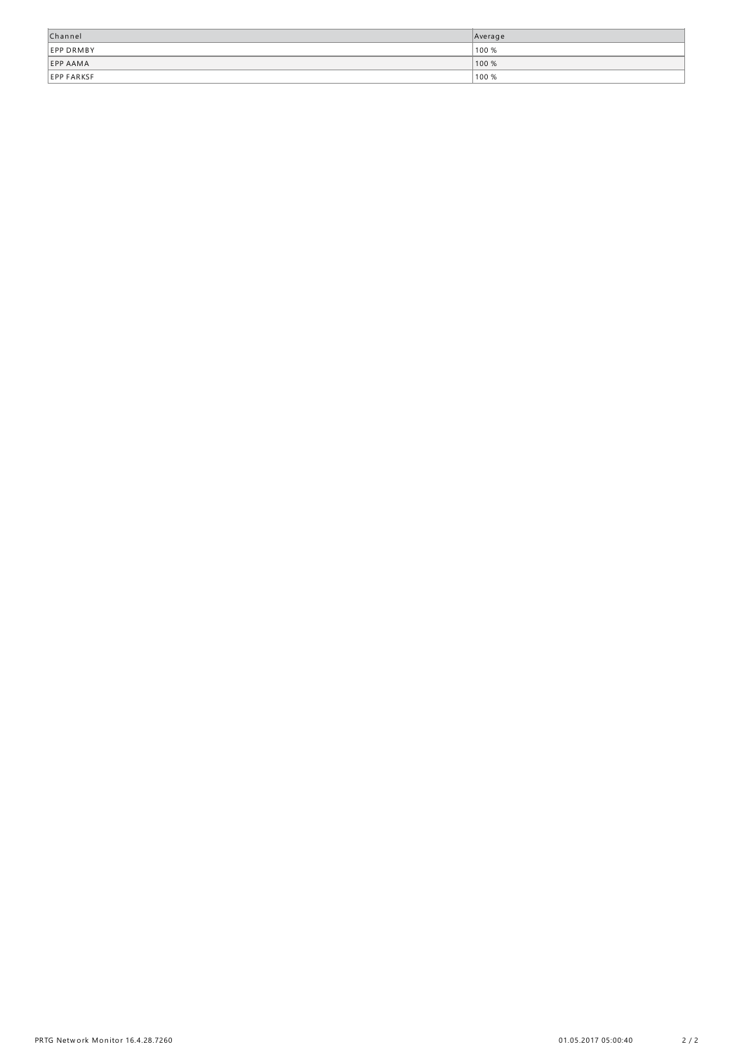| Channel | Average |
| --- | --- |
| EPP DRMBY | 100 % |
| EPP AAMA | 100 % |
| EPP FARKSF | 100 % |